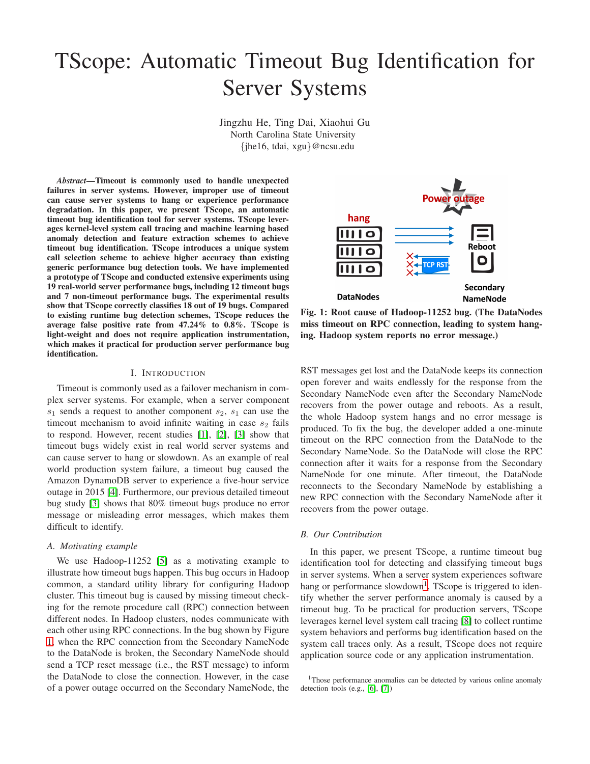# TScope: Automatic Timeout Bug Identification for Server Systems

Jingzhu He, Ting Dai, Xiaohui Gu
North Carolina State University
{jhe16, tdai, xgu}@ncsu.edu

***Abstract*—Timeout is commonly used to handle unexpected failures in server systems. However, improper use of timeout can cause server systems to hang or experience performance degradation. In this paper, we present TScope, an automatic timeout bug identification tool for server systems. TScope leverages kernel-level system call tracing and machine learning based anomaly detection and feature extraction schemes to achieve timeout bug identification. TScope introduces a unique system call selection scheme to achieve higher accuracy than existing generic performance bug detection tools. We have implemented a prototype of TScope and conducted extensive experiments using 19 real-world server performance bugs, including 12 timeout bugs and 7 non-timeout performance bugs. The experimental results show that TScope correctly classifies 18 out of 19 bugs. Compared to existing runtime bug detection schemes, TScope reduces the average false positive rate from 47.24% to 0.8%. TScope is light-weight and does not require application instrumentation, which makes it practical for production server performance bug identification.**

## I. Introduction

Timeout is commonly used as a failover mechanism in complex server systems. For example, when a server component $s_1$ sends a request to another component $s_2$, $s_1$ can use the timeout mechanism to avoid infinite waiting in case $s_2$ fails to respond. However, recent studies [1], [2], [3] show that timeout bugs widely exist in real world server systems and can cause server to hang or slowdown. As an example of real world production system failure, a timeout bug caused the Amazon DynamoDB server to experience a five-hour service outage in 2015 [4]. Furthermore, our previous detailed timeout bug study [3] shows that 80% timeout bugs produce no error message or misleading error messages, which makes them difficult to identify.

### A. Motivating example

We use Hadoop-11252 [5] as a motivating example to illustrate how timeout bugs happen. This bug occurs in Hadoop common, a standard utility library for configuring Hadoop cluster. This timeout bug is caused by missing timeout checking for the remote procedure call (RPC) connection between different nodes. In Hadoop clusters, nodes communicate with each other using RPC connections. In the bug shown by Figure 1, when the RPC connection from the Secondary NameNode to the DataNode is broken, the Secondary NameNode should send a TCP reset message (i.e., the RST message) to inform the DataNode to close the connection. However, in the case of a power outage occurred on the Secondary NameNode, the RST messages get lost and the DataNode keeps its connection open forever and waits endlessly for the response from the Secondary NameNode even after the Secondary NameNode recovers from the power outage and reboots. As a result, the whole Hadoop system hangs and no error message is produced. To fix the bug, the developer added a one-minute timeout on the RPC connection from the DataNode to the Secondary NameNode. So the DataNode will close the RPC connection after it waits for a response from the Secondary NameNode for one minute. After timeout, the DataNode reconnects to the Secondary NameNode by establishing a new RPC connection with the Secondary NameNode after it recovers from the power outage.

**Fig. 1: Root cause of Hadoop-11252 bug. (The DataNodes miss timeout on RPC connection, leading to system hanging. Hadoop system reports no error message.)**

### B. Our Contribution

In this paper, we present TScope, a runtime timeout bug identification tool for detecting and classifying timeout bugs in server systems. When a server system experiences software hang or performance slowdown[1], TScope is triggered to identify whether the server performance anomaly is caused by a timeout bug. To be practical for production servers, TScope leverages kernel level system call tracing [8] to collect runtime system behaviors and performs bug identification based on the system call traces only. As a result, TScope does not require application source code or any application instrumentation.

[1] Those performance anomalies can be detected by various online anomaly detection tools (e.g., [6], [7])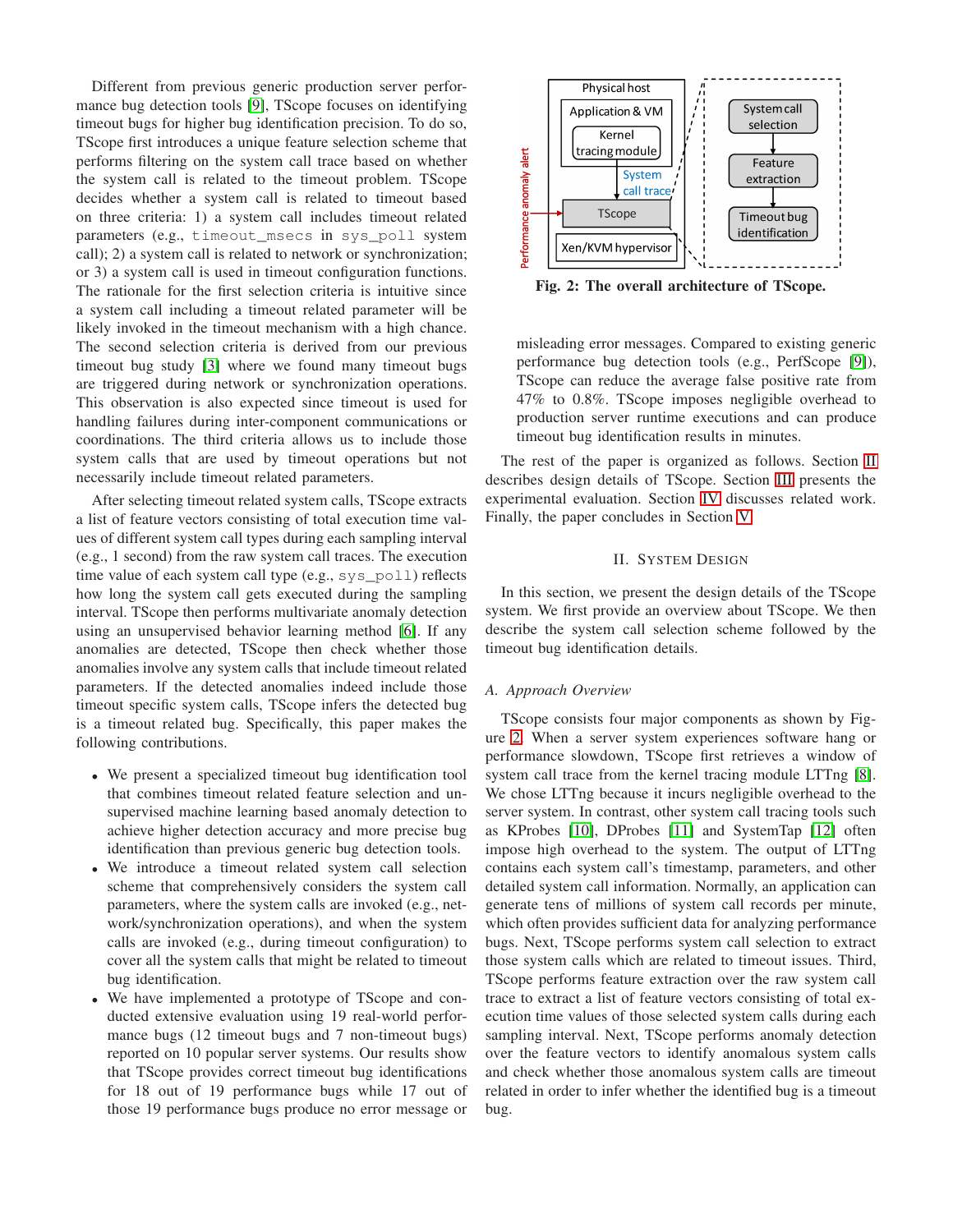Different from previous generic production server performance bug detection tools [9], TScope focuses on identifying timeout bugs for higher bug identification precision. To do so, TScope first introduces a unique feature selection scheme that performs filtering on the system call trace based on whether the system call is related to the timeout problem. TScope decides whether a system call is related to timeout based on three criteria: 1) a system call includes timeout related parameters (e.g., `timeout_msecs` in `sys_poll` system call); 2) a system call is related to network or synchronization; or 3) a system call is used in timeout configuration functions. The rationale for the first selection criteria is intuitive since a system call including a timeout related parameter will be likely invoked in the timeout mechanism with a high chance. The second selection criteria is derived from our previous timeout bug study [3] where we found many timeout bugs are triggered during network or synchronization operations. This observation is also expected since timeout is used for handling failures during inter-component communications or coordinations. The third criteria allows us to include those system calls that are used by timeout operations but not necessarily include timeout related parameters.

After selecting timeout related system calls, TScope extracts a list of feature vectors consisting of total execution time values of different system call types during each sampling interval (e.g., 1 second) from the raw system call traces. The execution time value of each system call type (e.g., `sys_poll`) reflects how long the system call gets executed during the sampling interval. TScope then performs multivariate anomaly detection using an unsupervised behavior learning method [6]. If any anomalies are detected, TScope then check whether those anomalies involve any system calls that include timeout related parameters. If the detected anomalies indeed include those timeout specific system calls, TScope infers the detected bug is a timeout related bug. Specifically, this paper makes the following contributions.

- We present a specialized timeout bug identification tool that combines timeout related feature selection and unsupervised machine learning based anomaly detection to achieve higher detection accuracy and more precise bug identification than previous generic bug detection tools.
- We introduce a timeout related system call selection scheme that comprehensively considers the system call parameters, where the system calls are invoked (e.g., network/synchronization operations), and when the system calls are invoked (e.g., during timeout configuration) to cover all the system calls that might be related to timeout bug identification.
- We have implemented a prototype of TScope and conducted extensive evaluation using 19 real-world performance bugs (12 timeout bugs and 7 non-timeout bugs) reported on 10 popular server systems. Our results show that TScope provides correct timeout bug identifications for 18 out of 19 performance bugs while 17 out of those 19 performance bugs produce no error message or misleading error messages. Compared to existing generic performance bug detection tools (e.g., PerfScope [9]), TScope can reduce the average false positive rate from 47% to 0.8%. TScope imposes negligible overhead to production server runtime executions and can produce timeout bug identification results in minutes.

Fig. 2: The overall architecture of TScope.

The rest of the paper is organized as follows. Section II describes design details of TScope. Section III presents the experimental evaluation. Section IV discusses related work. Finally, the paper concludes in Section V.

## II. System Design

In this section, we present the design details of the TScope system. We first provide an overview about TScope. We then describe the system call selection scheme followed by the timeout bug identification details.

### A. Approach Overview

TScope consists four major components as shown by Figure 2. When a server system experiences software hang or performance slowdown, TScope first retrieves a window of system call trace from the kernel tracing module LTTng [8]. We chose LTTng because it incurs negligible overhead to the server system. In contrast, other system call tracing tools such as KProbes [10], DProbes [11] and SystemTap [12] often impose high overhead to the system. The output of LTTng contains each system call's timestamp, parameters, and other detailed system call information. Normally, an application can generate tens of millions of system call records per minute, which often provides sufficient data for analyzing performance bugs. Next, TScope performs system call selection to extract those system calls which are related to timeout issues. Third, TScope performs feature extraction over the raw system call trace to extract a list of feature vectors consisting of total execution time values of those selected system calls during each sampling interval. Next, TScope performs anomaly detection over the feature vectors to identify anomalous system calls and check whether those anomalous system calls are timeout related in order to infer whether the identified bug is a timeout bug.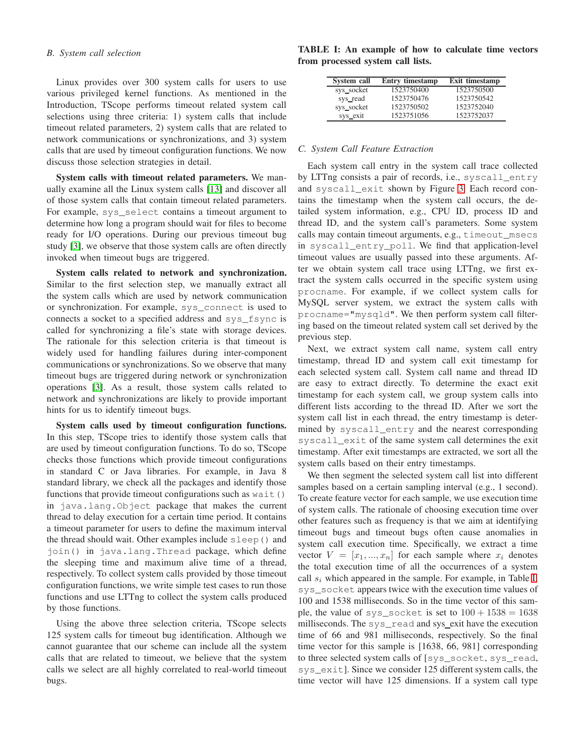### B. System call selection

Linux provides over 300 system calls for users to use various privileged kernel functions. As mentioned in the Introduction, TScope performs timeout related system call selections using three criteria: 1) system calls that include timeout related parameters, 2) system calls that are related to network communications or synchronizations, and 3) system calls that are used by timeout configuration functions. We now discuss those selection strategies in detail.

**System calls with timeout related parameters.** We manually examine all the Linux system calls [13] and discover all of those system calls that contain timeout related parameters. For example, `sys_select` contains a timeout argument to determine how long a program should wait for files to become ready for I/O operations. During our previous timeout bug study [3], we observe that those system calls are often directly invoked when timeout bugs are triggered.

**System calls related to network and synchronization.** Similar to the first selection step, we manually extract all the system calls which are used by network communication or synchronization. For example, `sys_connect` is used to connects a socket to a specified address and `sys_fsync` is called for synchronizing a file's state with storage devices. The rationale for this selection criteria is that timeout is widely used for handling failures during inter-component communications or synchronizations. So we observe that many timeout bugs are triggered during network or synchronization operations [3]. As a result, those system calls related to network and synchronizations are likely to provide important hints for us to identify timeout bugs.

**System calls used by timeout configuration functions.** In this step, TScope tries to identify those system calls that are used by timeout configuration functions. To do so, TScope checks those functions which provide timeout configurations in standard C or Java libraries. For example, in Java 8 standard library, we check all the packages and identify those functions that provide timeout configurations such as `wait()` in `java.lang.Object` package that makes the current thread to delay execution for a certain time period. It contains a timeout parameter for users to define the maximum interval the thread should wait. Other examples include `sleep()` and `join()` in `java.lang.Thread` package, which define the sleeping time and maximum alive time of a thread, respectively. To collect system calls provided by those timeout configuration functions, we write simple test cases to run those functions and use LTTng to collect the system calls produced by those functions.

Using the above three selection criteria, TScope selects 125 system calls for timeout bug identification. Although we cannot guarantee that our scheme can include all the system calls that are related to timeout, we believe that the system calls we select are all highly correlated to real-world timeout bugs.

**TABLE I: An example of how to calculate time vectors from processed system call lists.**

| System call | Entry timestamp | Exit timestamp |
|---|---|---|
| sys_socket | 1523750400 | 1523750500 |
| sys_read | 1523750476 | 1523750542 |
| sys_socket | 1523750502 | 1523752040 |
| sys_exit | 1523751056 | 1523752037 |

### C. System Call Feature Extraction

Each system call entry in the system call trace collected by LTTng consists a pair of records, i.e., `syscall_entry` and `syscall_exit` shown by Figure 3. Each record contains the timestamp when the system call occurs, the detailed system information, e.g., CPU ID, process ID and thread ID, and the system call's parameters. Some system calls may contain timeout arguments, e.g., `timeout_msecs` in `syscall_entry_poll`. We find that application-level timeout values are usually passed into these arguments. After we obtain system call trace using LTTng, we first extract the system calls occurred in the specific system using `procname`. For example, if we collect system calls for MySQL server system, we extract the system calls with `procname="mysqld"`. We then perform system call filtering based on the timeout related system call set derived by the previous step.

Next, we extract system call name, system call entry timestamp, thread ID and system call exit timestamp for each selected system call. System call name and thread ID are easy to extract directly. To determine the exact exit timestamp for each system call, we group system calls into different lists according to the thread ID. After we sort the system call list in each thread, the entry timestamp is determined by `syscall_entry` and the nearest corresponding `syscall_exit` of the same system call determines the exit timestamp. After exit timestamps are extracted, we sort all the system calls based on their entry timestamps.

We then segment the selected system call list into different samples based on a certain sampling interval (e.g., 1 second). To create feature vector for each sample, we use execution time of system calls. The rationale of choosing execution time over other features such as frequency is that we aim at identifying timeout bugs and timeout bugs often cause anomalies in system call execution time. Specifically, we extract a time vector $V = [x_1, ..., x_n]$ for each sample where $x_i$ denotes the total execution time of all the occurrences of a system call $s_i$ which appeared in the sample. For example, in Table I, `sys_socket` appears twice with the execution time values of 100 and 1538 milliseconds. So in the time vector of this sample, the value of `sys_socket` is set to $100 + 1538 = 1638$ milliseconds. The `sys_read` and sys_exit have the execution time of 66 and 981 milliseconds, respectively. So the final time vector for this sample is [1638, 66, 981] corresponding to three selected system calls of [`sys_socket`, `sys_read`, `sys_exit`]. Since we consider 125 different system calls, the time vector will have 125 dimensions. If a system call type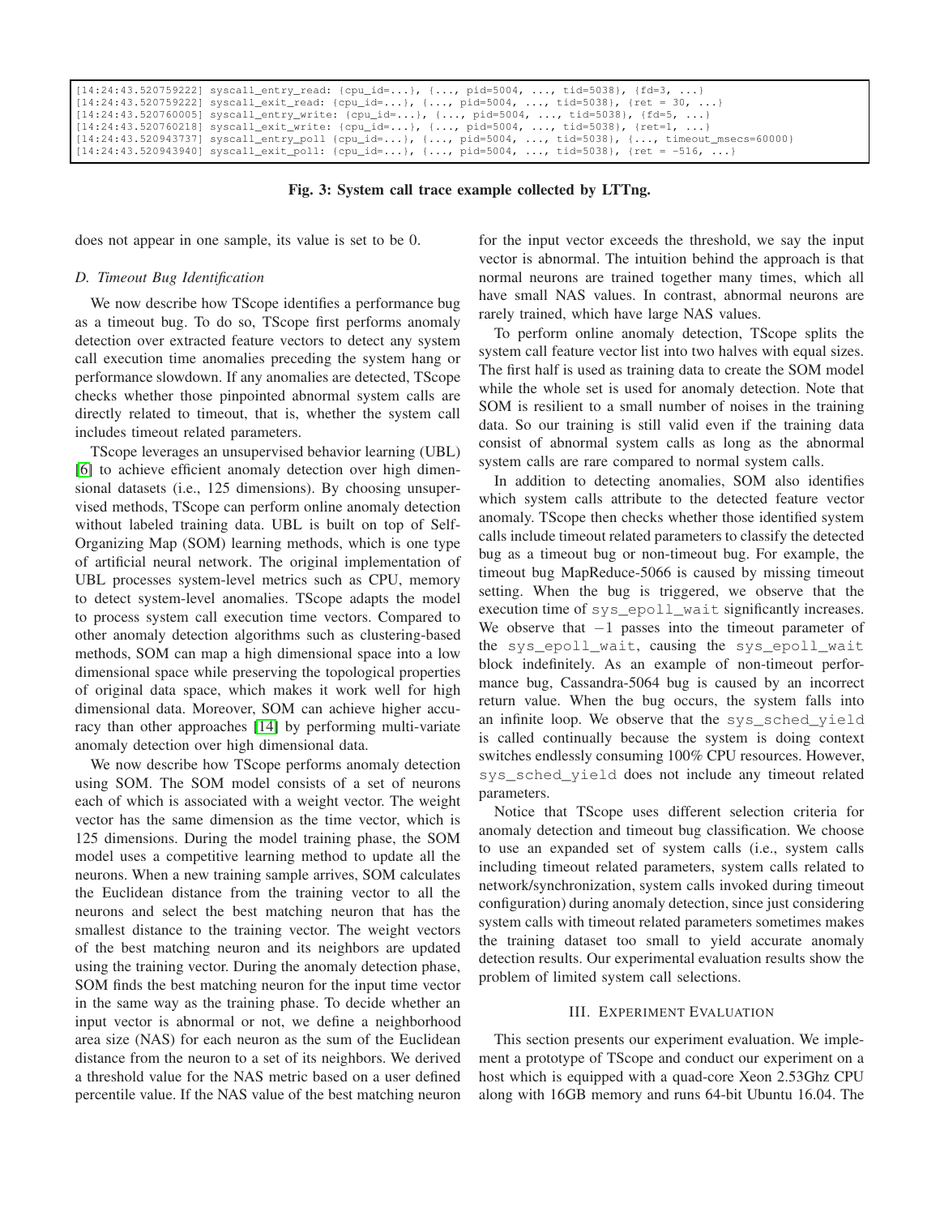```
[14:24:43.520759222] syscall_entry_read: {cpu_id=...}, {..., pid=5004, ..., tid=5038}, {fd=3, ...}
[14:24:43.520759222] syscall_exit_read: {cpu_id=...}, {..., pid=5004, ..., tid=5038}, {ret = 30, ...}
[14:24:43.520760005] syscall_entry_write: {cpu_id=...}, {..., pid=5004, ..., tid=5038}, {fd=5, ...}
[14:24:43.520760218] syscall_exit_write: {cpu_id=...}, {..., pid=5004, ..., tid=5038}, {ret=1, ...}
[14:24:43.520943737] syscall_entry_poll {cpu_id=...}, {..., pid=5004, ..., tid=5038}, {..., timeout_msecs=60000}
[14:24:43.520943940] syscall_exit_poll: {cpu_id=...}, {..., pid=5004, ..., tid=5038}, {ret = -516, ...}
```

**Fig. 3: System call trace example collected by LTTng.**

does not appear in one sample, its value is set to be 0.

### D. Timeout Bug Identification

We now describe how TScope identifies a performance bug as a timeout bug. To do so, TScope first performs anomaly detection over extracted feature vectors to detect any system call execution time anomalies preceding the system hang or performance slowdown. If any anomalies are detected, TScope checks whether those pinpointed abnormal system calls are directly related to timeout, that is, whether the system call includes timeout related parameters.

TScope leverages an unsupervised behavior learning (UBL) [6] to achieve efficient anomaly detection over high dimensional datasets (i.e., 125 dimensions). By choosing unsupervised methods, TScope can perform online anomaly detection without labeled training data. UBL is built on top of Self-Organizing Map (SOM) learning methods, which is one type of artificial neural network. The original implementation of UBL processes system-level metrics such as CPU, memory to detect system-level anomalies. TScope adapts the model to process system call execution time vectors. Compared to other anomaly detection algorithms such as clustering-based methods, SOM can map a high dimensional space into a low dimensional space while preserving the topological properties of original data space, which makes it work well for high dimensional data. Moreover, SOM can achieve higher accuracy than other approaches [14] by performing multi-variate anomaly detection over high dimensional data.

We now describe how TScope performs anomaly detection using SOM. The SOM model consists of a set of neurons each of which is associated with a weight vector. The weight vector has the same dimension as the time vector, which is 125 dimensions. During the model training phase, the SOM model uses a competitive learning method to update all the neurons. When a new training sample arrives, SOM calculates the Euclidean distance from the training vector to all the neurons and select the best matching neuron that has the smallest distance to the training vector. The weight vectors of the best matching neuron and its neighbors are updated using the training vector. During the anomaly detection phase, SOM finds the best matching neuron for the input time vector in the same way as the training phase. To decide whether an input vector is abnormal or not, we define a neighborhood area size (NAS) for each neuron as the sum of the Euclidean distance from the neuron to a set of its neighbors. We derived a threshold value for the NAS metric based on a user defined percentile value. If the NAS value of the best matching neuron for the input vector exceeds the threshold, we say the input vector is abnormal. The intuition behind the approach is that normal neurons are trained together many times, which all have small NAS values. In contrast, abnormal neurons are rarely trained, which have large NAS values.

To perform online anomaly detection, TScope splits the system call feature vector list into two halves with equal sizes. The first half is used as training data to create the SOM model while the whole set is used for anomaly detection. Note that SOM is resilient to a small number of noises in the training data. So our training is still valid even if the training data consist of abnormal system calls as long as the abnormal system calls are rare compared to normal system calls.

In addition to detecting anomalies, SOM also identifies which system calls attribute to the detected feature vector anomaly. TScope then checks whether those identified system calls include timeout related parameters to classify the detected bug as a timeout bug or non-timeout bug. For example, the timeout bug MapReduce-5066 is caused by missing timeout setting. When the bug is triggered, we observe that the execution time of `sys_epoll_wait` significantly increases. We observe that $-1$ passes into the timeout parameter of the `sys_epoll_wait`, causing the `sys_epoll_wait` block indefinitely. As an example of non-timeout performance bug, Cassandra-5064 bug is caused by an incorrect return value. When the bug occurs, the system falls into an infinite loop. We observe that the `sys_sched_yield` is called continually because the system is doing context switches endlessly consuming 100% CPU resources. However, `sys_sched_yield` does not include any timeout related parameters.

Notice that TScope uses different selection criteria for anomaly detection and timeout bug classification. We choose to use an expanded set of system calls (i.e., system calls including timeout related parameters, system calls related to network/synchronization, system calls invoked during timeout configuration) during anomaly detection, since just considering system calls with timeout related parameters sometimes makes the training dataset too small to yield accurate anomaly detection results. Our experimental evaluation results show the problem of limited system call selections.

## III. Experiment Evaluation

This section presents our experiment evaluation. We implement a prototype of TScope and conduct our experiment on a host which is equipped with a quad-core Xeon 2.53Ghz CPU along with 16GB memory and runs 64-bit Ubuntu 16.04. The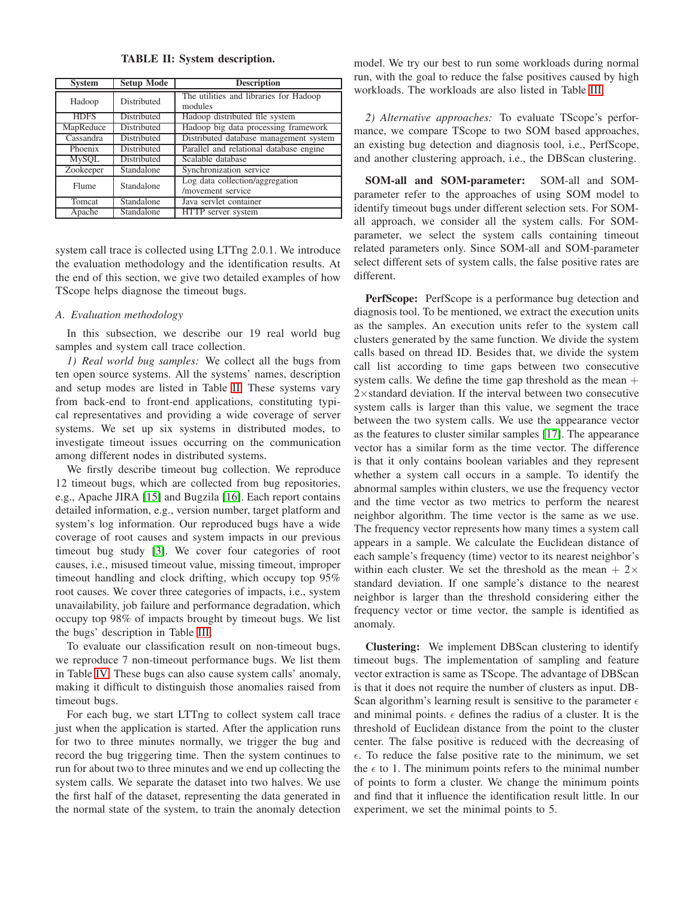TABLE II: System description.

| System | Setup Mode | Description |
| --- | --- | --- |
| Hadoop | Distributed | The utilities and libraries for Hadoop modules |
| HDFS | Distributed | Hadoop distributed file system |
| MapReduce | Distributed | Hadoop big data processing framework |
| Cassandra | Distributed | Distributed database management system |
| Phoenix | Distributed | Parallel and relational database engine |
| MySQL | Distributed | Scalable database |
| Zookeeper | Standalone | Synchronization service |
| Flume | Standalone | Log data collection/aggregation /movement service |
| Tomcat | Standalone | Java servlet container |
| Apache | Standalone | HTTP server system |

system call trace is collected using LTTng 2.0.1. We introduce the evaluation methodology and the identification results. At the end of this section, we give two detailed examples of how TScope helps diagnose the timeout bugs.

### A. Evaluation methodology

In this subsection, we describe our 19 real world bug samples and system call trace collection.

*1) Real world bug samples:* We collect all the bugs from ten open source systems. All the systems' names, description and setup modes are listed in Table II. These systems vary from back-end to front-end applications, constituting typical representatives and providing a wide coverage of server systems. We set up six systems in distributed modes, to investigate timeout issues occurring on the communication among different nodes in distributed systems.

We firstly describe timeout bug collection. We reproduce 12 timeout bugs, which are collected from bug repositories, e.g., Apache JIRA [15] and Bugzila [16]. Each report contains detailed information, e.g., version number, target platform and system's log information. Our reproduced bugs have a wide coverage of root causes and system impacts in our previous timeout bug study [3]. We cover four categories of root causes, i.e., misused timeout value, missing timeout, improper timeout handling and clock drifting, which occupy top 95% root causes. We cover three categories of impacts, i.e., system unavailability, job failure and performance degradation, which occupy top 98% of impacts brought by timeout bugs. We list the bugs' description in Table III.

To evaluate our classification result on non-timeout bugs, we reproduce 7 non-timeout performance bugs. We list them in Table IV. These bugs can also cause system calls' anomaly, making it difficult to distinguish those anomalies raised from timeout bugs.

For each bug, we start LTTng to collect system call trace just when the application is started. After the application runs for two to three minutes normally, we trigger the bug and record the bug triggering time. Then the system continues to run for about two to three minutes and we end up collecting the system calls. We separate the dataset into two halves. We use the first half of the dataset, representing the data generated in the normal state of the system, to train the anomaly detection model. We try our best to run some workloads during normal run, with the goal to reduce the false positives caused by high workloads. The workloads are also listed in Table III.

*2) Alternative approaches:* To evaluate TScope's performance, we compare TScope to two SOM based approaches, an existing bug detection and diagnosis tool, i.e., PerfScope, and another clustering approach, i.e., the DBScan clustering.

**SOM-all and SOM-parameter:** SOM-all and SOM-parameter refer to the approaches of using SOM model to identify timeout bugs under different selection sets. For SOM-all approach, we consider all the system calls. For SOM-parameter, we select the system calls containing timeout related parameters only. Since SOM-all and SOM-parameter select different sets of system calls, the false positive rates are different.

**PerfScope:** PerfScope is a performance bug detection and diagnosis tool. To be mentioned, we extract the execution units as the samples. An execution units refer to the system call clusters generated by the same function. We divide the system calls based on thread ID. Besides that, we divide the system call list according to time gaps between two consecutive system calls. We define the time gap threshold as the mean + 2×standard deviation. If the interval between two consecutive system calls is larger than this value, we segment the trace between the two system calls. We use the appearance vector as the features to cluster similar samples [17]. The appearance vector has a similar form as the time vector. The difference is that it only contains boolean variables and they represent whether a system call occurs in a sample. To identify the abnormal samples within clusters, we use the frequency vector and the time vector as two metrics to perform the nearest neighbor algorithm. The time vector is the same as we use. The frequency vector represents how many times a system call appears in a sample. We calculate the Euclidean distance of each sample's frequency (time) vector to its nearest neighbor's within each cluster. We set the threshold as the mean + 2× standard deviation. If one sample's distance to the nearest neighbor is larger than the threshold considering either the frequency vector or time vector, the sample is identified as anomaly.

**Clustering:** We implement DBScan clustering to identify timeout bugs. The implementation of sampling and feature vector extraction is same as TScope. The advantage of DBScan is that it does not require the number of clusters as input. DBScan algorithm's learning result is sensitive to the parameter $\epsilon$ and minimal points. $\epsilon$ defines the radius of a cluster. It is the threshold of Euclidean distance from the point to the cluster center. The false positive is reduced with the decreasing of $\epsilon$. To reduce the false positive rate to the minimum, we set the $\epsilon$ to 1. The minimum points refers to the minimal number of points to form a cluster. We change the minimum points and find that it influence the identification result little. In our experiment, we set the minimal points to 5.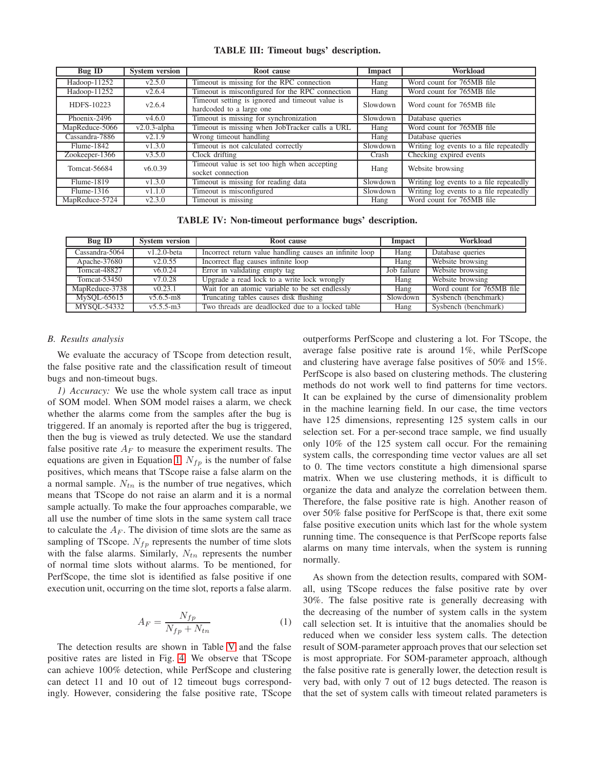**TABLE III: Timeout bugs' description.**

| Bug ID | System version | Root cause | Impact | Workload |
|---|---|---|---|---|
| Hadoop-11252 | v2.5.0 | Timeout is missing for the RPC connection | Hang | Word count for 765MB file |
| Hadoop-11252 | v2.6.4 | Timeout is misconfigured for the RPC connection | Hang | Word count for 765MB file |
| HDFS-10223 | v2.6.4 | Timeout setting is ignored and timeout value is hardcoded to a large one | Slowdown | Word count for 765MB file |
| Phoenix-2496 | v4.6.0 | Timeout is missing for synchronization | Slowdown | Database queries |
| MapReduce-5066 | v2.0.3-alpha | Timeout is missing when JobTracker calls a URL | Hang | Word count for 765MB file |
| Cassandra-7886 | v2.1.9 | Wrong timeout handling | Hang | Database queries |
| Flume-1842 | v1.3.0 | Timeout is not calculated correctly | Slowdown | Writing log events to a file repeatedly |
| Zookeeper-1366 | v3.5.0 | Clock drifting | Crash | Checking expired events |
| Tomcat-56684 | v6.0.39 | Timeout value is set too high when accepting socket connection | Hang | Website browsing |
| Flume-1819 | v1.3.0 | Timeout is missing for reading data | Slowdown | Writing log events to a file repeatedly |
| Flume-1316 | v1.1.0 | Timeout is misconfigured | Slowdown | Writing log events to a file repeatedly |
| MapReduce-5724 | v2.3.0 | Timeout is missing | Hang | Word count for 765MB file |

**TABLE IV: Non-timeout performance bugs' description.**

| Bug ID | System version | Root cause | Impact | Workload |
|---|---|---|---|---|
| Cassandra-5064 | v1.2.0-beta | Incorrect return value handling causes an infinite loop | Hang | Database queries |
| Apache-37680 | v2.0.55 | Incorrect flag causes infinite loop | Hang | Website browsing |
| Tomcat-48827 | v6.0.24 | Error in validating empty tag | Job failure | Website browsing |
| Tomcat-53450 | v7.0.28 | Upgrade a read lock to a write lock wrongly | Hang | Website browsing |
| MapReduce-3738 | v0.23.1 | Wait for an atomic variable to be set endlessly | Hang | Word count for 765MB file |
| MySQL-65615 | v5.6.5-m8 | Truncating tables causes disk flushing | Slowdown | Sysbench (benchmark) |
| MYSQL-54332 | v5.5.5-m3 | Two threads are deadlocked due to a locked table | Hang | Sysbench (benchmark) |

### B. Results analysis

We evaluate the accuracy of TScope from detection result, the false positive rate and the classification result of timeout bugs and non-timeout bugs.

*1) Accuracy:* We use the whole system call trace as input of SOM model. When SOM model raises a alarm, we check whether the alarms come from the samples after the bug is triggered. If an anomaly is reported after the bug is triggered, then the bug is viewed as truly detected. We use the standard false positive rate $A_F$ to measure the experiment results. The equations are given in Equation 1. $N_{fp}$ is the number of false positives, which means that TScope raise a false alarm on the a normal sample. $N_{tn}$ is the number of true negatives, which means that TScope do not raise an alarm and it is a normal sample actually. To make the four approaches comparable, we all use the number of time slots in the same system call trace to calculate the $A_F$. The division of time slots are the same as sampling of TScope. $N_{fp}$ represents the number of time slots with the false alarms. Similarly, $N_{tn}$ represents the number of normal time slots without alarms. To be mentioned, for PerfScope, the time slot is identified as false positive if one execution unit, occurring on the time slot, reports a false alarm.

$$A_F = \frac{N_{fp}}{N_{fp} + N_{tn}} \tag{1}$$

The detection results are shown in Table V and the false positive rates are listed in Fig. 4. We observe that TScope can achieve 100% detection, while PerfScope and clustering can detect 11 and 10 out of 12 timeout bugs correspondingly. However, considering the false positive rate, TScope outperforms PerfScope and clustering a lot. For TScope, the average false positive rate is around 1%, while PerfScope and clustering have average false positives of 50% and 15%. PerfScope is also based on clustering methods. The clustering methods do not work well to find patterns for time vectors. It can be explained by the curse of dimensionality problem in the machine learning field. In our case, the time vectors have 125 dimensions, representing 125 system calls in our selection set. For a per-second trace sample, we find usually only 10% of the 125 system call occur. For the remaining system calls, the corresponding time vector values are all set to 0. The time vectors constitute a high dimensional sparse matrix. When we use clustering methods, it is difficult to organize the data and analyze the correlation between them. Therefore, the false positive rate is high. Another reason of over 50% false positive for PerfScope is that, there exit some false positive execution units which last for the whole system running time. The consequence is that PerfScope reports false alarms on many time intervals, when the system is running normally.

As shown from the detection results, compared with SOM-all, using TScope reduces the false positive rate by over 30%. The false positive rate is generally decreasing with the decreasing of the number of system calls in the system call selection set. It is intuitive that the anomalies should be reduced when we consider less system calls. The detection result of SOM-parameter approach proves that our selection set is most appropriate. For SOM-parameter approach, although the false positive rate is generally lower, the detection result is very bad, with only 7 out of 12 bugs detected. The reason is that the set of system calls with timeout related parameters is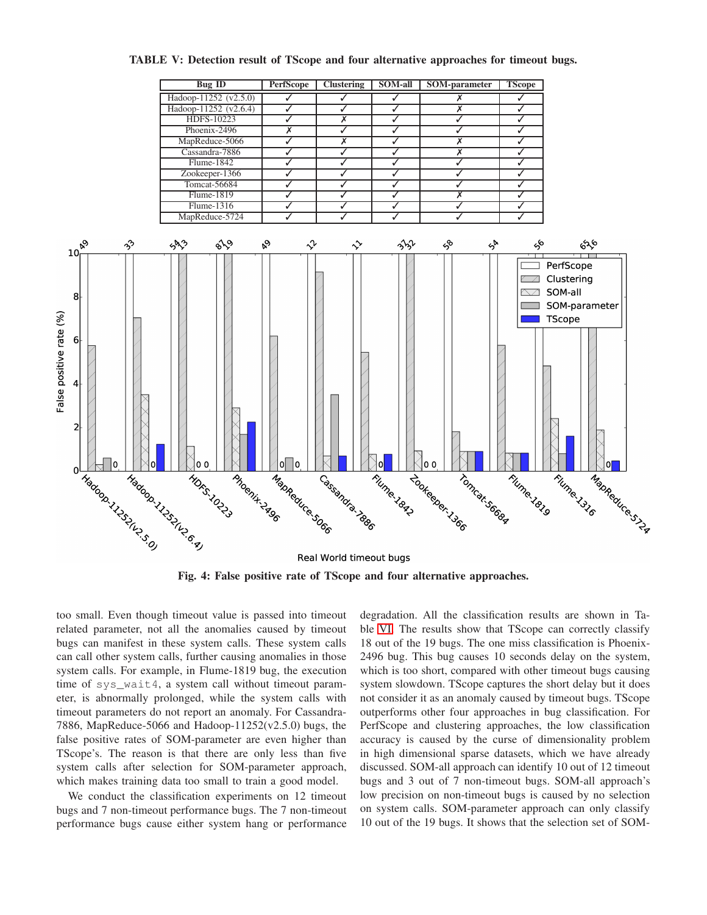**TABLE V: Detection result of TScope and four alternative approaches for timeout bugs.**

| Bug ID | PerfScope | Clustering | SOM-all | SOM-parameter | TScope |
|---|---|---|---|---|---|
| Hadoop-11252 (v2.5.0) | ✓ | ✓ | ✓ | ✗ | ✓ |
| Hadoop-11252 (v2.6.4) | ✓ | ✓ | ✓ | ✗ | ✓ |
| HDFS-10223 | ✓ | ✗ | ✓ | ✓ | ✓ |
| Phoenix-2496 | ✗ | ✓ | ✓ | ✓ | ✓ |
| MapReduce-5066 | ✓ | ✗ | ✓ | ✗ | ✓ |
| Cassandra-7886 | ✓ | ✓ | ✓ | ✗ | ✓ |
| Flume-1842 | ✓ | ✓ | ✓ | ✓ | ✓ |
| Zookeeper-1366 | ✓ | ✓ | ✓ | ✓ | ✓ |
| Tomcat-56684 | ✓ | ✓ | ✓ | ✓ | ✓ |
| Flume-1819 | ✓ | ✓ | ✓ | ✗ | ✓ |
| Flume-1316 | ✓ | ✓ | ✓ | ✓ | ✓ |
| MapReduce-5724 | ✓ | ✓ | ✓ | ✓ | ✓ |

**Fig. 4: False positive rate of TScope and four alternative approaches.**

too small. Even though timeout value is passed into timeout related parameter, not all the anomalies caused by timeout bugs can manifest in these system calls. These system calls can call other system calls, further causing anomalies in those system calls. For example, in Flume-1819 bug, the execution time of `sys_wait4`, a system call without timeout parameter, is abnormally prolonged, while the system calls with timeout parameters do not report an anomaly. For Cassandra-7886, MapReduce-5066 and Hadoop-11252(v2.5.0) bugs, the false positive rates of SOM-parameter are even higher than TScope's. The reason is that there are only less than five system calls after selection for SOM-parameter approach, which makes training data too small to train a good model.

We conduct the classification experiments on 12 timeout bugs and 7 non-timeout performance bugs. The 7 non-timeout performance bugs cause either system hang or performance degradation. All the classification results are shown in Table VI. The results show that TScope can correctly classify 18 out of the 19 bugs. The one miss classification is Phoenix-2496 bug. This bug causes 10 seconds delay on the system, which is too short, compared with other timeout bugs causing system slowdown. TScope captures the short delay but it does not consider it as an anomaly caused by timeout bugs. TScope outperforms other four approaches in bug classification. For PerfScope and clustering approaches, the low classification accuracy is caused by the curse of dimensionality problem in high dimensional sparse datasets, which we have already discussed. SOM-all approach can identify 10 out of 12 timeout bugs and 3 out of 7 non-timeout bugs. SOM-all approach's low precision on non-timeout bugs is caused by no selection on system calls. SOM-parameter approach can only classify 10 out of the 19 bugs. It shows that the selection set of SOM-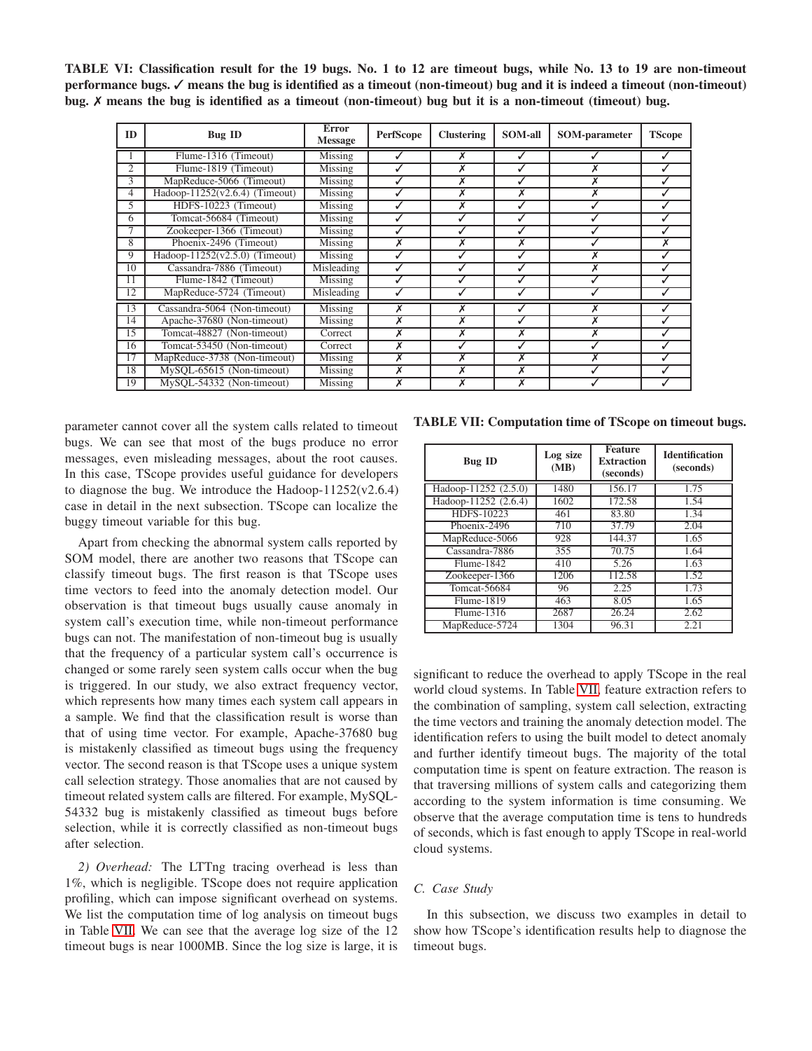**TABLE VI: Classification result for the 19 bugs. No. 1 to 12 are timeout bugs, while No. 13 to 19 are non-timeout performance bugs. ✓ means the bug is identified as a timeout (non-timeout) bug and it is indeed a timeout (non-timeout) bug. ✗ means the bug is identified as a timeout (non-timeout) bug but it is a non-timeout (timeout) bug.**

| ID | Bug ID | Error Message | PerfScope | Clustering | SOM-all | SOM-parameter | TScope |
|---|---|---|---|---|---|---|---|
| 1 | Flume-1316 (Timeout) | Missing | ✓ | ✗ | ✓ | ✓ | ✓ |
| 2 | Flume-1819 (Timeout) | Missing | ✓ | ✗ | ✓ | ✗ | ✓ |
| 3 | MapReduce-5066 (Timeout) | Missing | ✓ | ✗ | ✓ | ✗ | ✓ |
| 4 | Hadoop-11252(v2.6.4) (Timeout) | Missing | ✓ | ✗ | ✗ | ✗ | ✓ |
| 5 | HDFS-10223 (Timeout) | Missing | ✓ | ✗ | ✓ | ✓ | ✓ |
| 6 | Tomcat-56684 (Timeout) | Missing | ✓ | ✓ | ✓ | ✓ | ✓ |
| 7 | Zookeeper-1366 (Timeout) | Missing | ✓ | ✓ | ✓ | ✓ | ✓ |
| 8 | Phoenix-2496 (Timeout) | Missing | ✗ | ✗ | ✗ | ✓ | ✗ |
| 9 | Hadoop-11252(v2.5.0) (Timeout) | Missing | ✓ | ✓ | ✓ | ✗ | ✓ |
| 10 | Cassandra-7886 (Timeout) | Misleading | ✓ | ✓ | ✓ | ✗ | ✓ |
| 11 | Flume-1842 (Timeout) | Missing | ✓ | ✓ | ✓ | ✓ | ✓ |
| 12 | MapReduce-5724 (Timeout) | Misleading | ✓ | ✓ | ✓ | ✓ | ✓ |
| 13 | Cassandra-5064 (Non-timeout) | Missing | ✗ | ✗ | ✓ | ✗ | ✓ |
| 14 | Apache-37680 (Non-timeout) | Missing | ✗ | ✗ | ✓ | ✗ | ✓ |
| 15 | Tomcat-48827 (Non-timeout) | Correct | ✗ | ✗ | ✗ | ✗ | ✓ |
| 16 | Tomcat-53450 (Non-timeout) | Correct | ✗ | ✓ | ✓ | ✓ | ✓ |
| 17 | MapReduce-3738 (Non-timeout) | Missing | ✗ | ✗ | ✗ | ✗ | ✓ |
| 18 | MySQL-65615 (Non-timeout) | Missing | ✗ | ✗ | ✗ | ✓ | ✓ |
| 19 | MySQL-54332 (Non-timeout) | Missing | ✗ | ✗ | ✗ | ✓ | ✓ |

parameter cannot cover all the system calls related to timeout bugs. We can see that most of the bugs produce no error messages, even misleading messages, about the root causes. In this case, TScope provides useful guidance for developers to diagnose the bug. We introduce the Hadoop-11252(v2.6.4) case in detail in the next subsection. TScope can localize the buggy timeout variable for this bug.

Apart from checking the abnormal system calls reported by SOM model, there are another two reasons that TScope can classify timeout bugs. The first reason is that TScope uses time vectors to feed into the anomaly detection model. Our observation is that timeout bugs usually cause anomaly in system call's execution time, while non-timeout performance bugs can not. The manifestation of non-timeout bug is usually that the frequency of a particular system call's occurrence is changed or some rarely seen system calls occur when the bug is triggered. In our study, we also extract frequency vector, which represents how many times each system call appears in a sample. We find that the classification result is worse than that of using time vector. For example, Apache-37680 bug is mistakenly classified as timeout bugs using the frequency vector. The second reason is that TScope uses a unique system call selection strategy. Those anomalies that are not caused by timeout related system calls are filtered. For example, MySQL-54332 bug is mistakenly classified as timeout bugs before selection, while it is correctly classified as non-timeout bugs after selection.

*2) Overhead:* The LTTng tracing overhead is less than 1%, which is negligible. TScope does not require application profiling, which can impose significant overhead on systems. We list the computation time of log analysis on timeout bugs in Table VII. We can see that the average log size of the 12 timeout bugs is near 1000MB. Since the log size is large, it is significant to reduce the overhead to apply TScope in the real world cloud systems. In Table VII, feature extraction refers to the combination of sampling, system call selection, extracting the time vectors and training the anomaly detection model. The identification refers to using the built model to detect anomaly and further identify timeout bugs. The majority of the total computation time is spent on feature extraction. The reason is that traversing millions of system calls and categorizing them according to the system information is time consuming. We observe that the average computation time is tens to hundreds of seconds, which is fast enough to apply TScope in real-world cloud systems.

**TABLE VII: Computation time of TScope on timeout bugs.**

| Bug ID | Log size (MB) | Feature Extraction (seconds) | Identification (seconds) |
|---|---|---|---|
| Hadoop-11252 (2.5.0) | 1480 | 156.17 | 1.75 |
| Hadoop-11252 (2.6.4) | 1602 | 172.58 | 1.54 |
| HDFS-10223 | 461 | 83.80 | 1.34 |
| Phoenix-2496 | 710 | 37.79 | 2.04 |
| MapReduce-5066 | 928 | 144.37 | 1.65 |
| Cassandra-7886 | 355 | 70.75 | 1.64 |
| Flume-1842 | 410 | 5.26 | 1.63 |
| Zookeeper-1366 | 1206 | 112.58 | 1.52 |
| Tomcat-56684 | 96 | 2.25 | 1.73 |
| Flume-1819 | 463 | 8.05 | 1.65 |
| Flume-1316 | 2687 | 26.24 | 2.62 |
| MapReduce-5724 | 1304 | 96.31 | 2.21 |

### C. Case Study

In this subsection, we discuss two examples in detail to show how TScope's identification results help to diagnose the timeout bugs.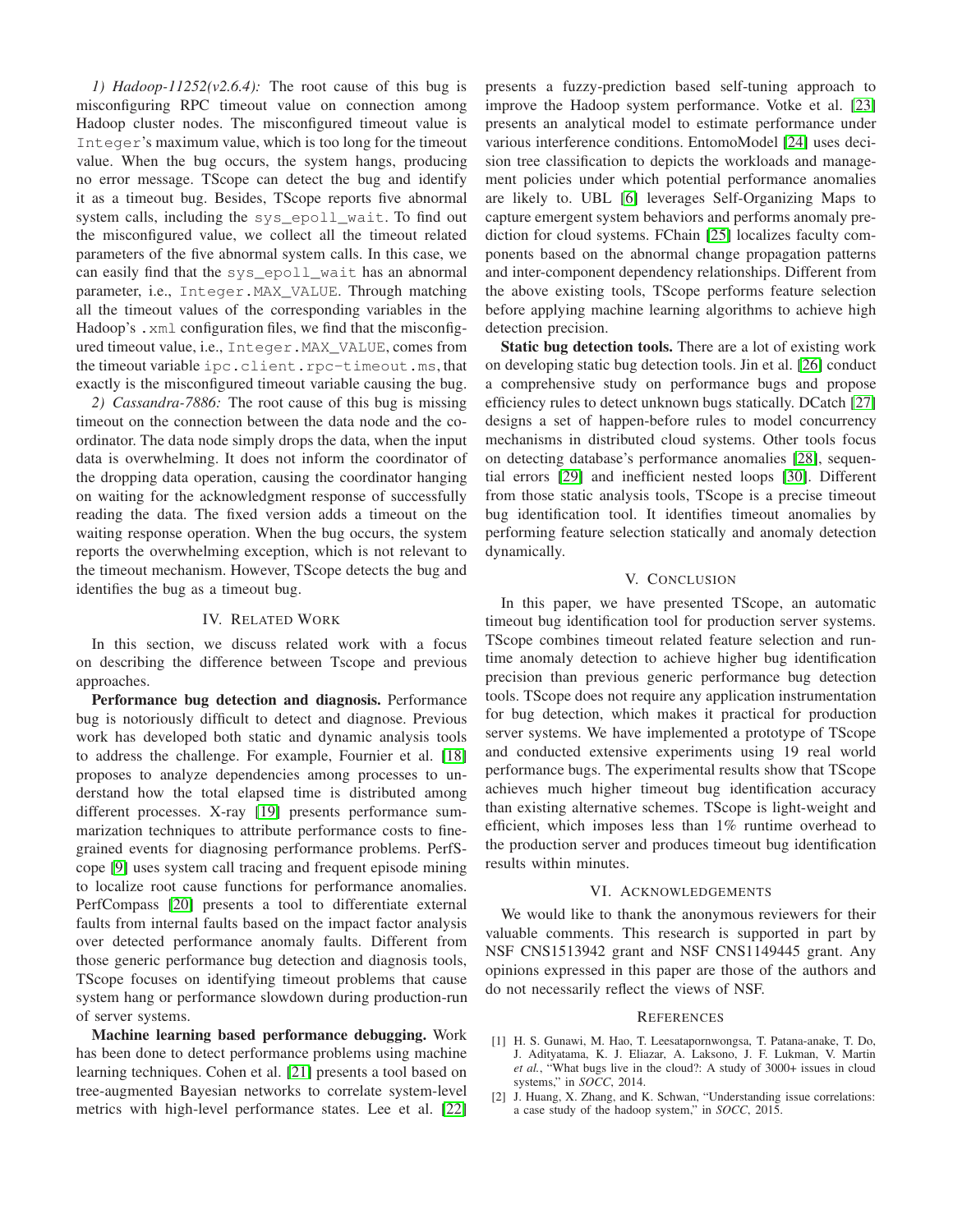*1) Hadoop-11252(v2.6.4):* The root cause of this bug is misconfiguring RPC timeout value on connection among Hadoop cluster nodes. The misconfigured timeout value is `Integer`'s maximum value, which is too long for the timeout value. When the bug occurs, the system hangs, producing no error message. TScope can detect the bug and identify it as a timeout bug. Besides, TScope reports five abnormal system calls, including the `sys_epoll_wait`. To find out the misconfigured value, we collect all the timeout related parameters of the five abnormal system calls. In this case, we can easily find that the `sys_epoll_wait` has an abnormal parameter, i.e., `Integer.MAX_VALUE`. Through matching all the timeout values of the corresponding variables in the Hadoop's `.xml` configuration files, we find that the misconfigured timeout value, i.e., `Integer.MAX_VALUE`, comes from the timeout variable `ipc.client.rpc-timeout.ms`, that exactly is the misconfigured timeout variable causing the bug.

*2) Cassandra-7886:* The root cause of this bug is missing timeout on the connection between the data node and the coordinator. The data node simply drops the data, when the input data is overwhelming. It does not inform the coordinator of the dropping data operation, causing the coordinator hanging on waiting for the acknowledgment response of successfully reading the data. The fixed version adds a timeout on the waiting response operation. When the bug occurs, the system reports the overwhelming exception, which is not relevant to the timeout mechanism. However, TScope detects the bug and identifies the bug as a timeout bug.

## IV. Related Work

In this section, we discuss related work with a focus on describing the difference between Tscope and previous approaches.

**Performance bug detection and diagnosis.** Performance bug is notoriously difficult to detect and diagnose. Previous work has developed both static and dynamic analysis tools to address the challenge. For example, Fournier et al. [18] proposes to analyze dependencies among processes to understand how the total elapsed time is distributed among different processes. X-ray [19] presents performance summarization techniques to attribute performance costs to fine-grained events for diagnosing performance problems. PerfScope [9] uses system call tracing and frequent episode mining to localize root cause functions for performance anomalies. PerfCompass [20] presents a tool to differentiate external faults from internal faults based on the impact factor analysis over detected performance anomaly faults. Different from those generic performance bug detection and diagnosis tools, TScope focuses on identifying timeout problems that cause system hang or performance slowdown during production-run of server systems.

**Machine learning based performance debugging.** Work has been done to detect performance problems using machine learning techniques. Cohen et al. [21] presents a tool based on tree-augmented Bayesian networks to correlate system-level metrics with high-level performance states. Lee et al. [22] presents a fuzzy-prediction based self-tuning approach to improve the Hadoop system performance. Votke et al. [23] presents an analytical model to estimate performance under various interference conditions. EntomoModel [24] uses decision tree classification to depicts the workloads and management policies under which potential performance anomalies are likely to. UBL [6] leverages Self-Organizing Maps to capture emergent system behaviors and performs anomaly prediction for cloud systems. FChain [25] localizes faculty components based on the abnormal change propagation patterns and inter-component dependency relationships. Different from the above existing tools, TScope performs feature selection before applying machine learning algorithms to achieve high detection precision.

**Static bug detection tools.** There are a lot of existing work on developing static bug detection tools. Jin et al. [26] conduct a comprehensive study on performance bugs and propose efficiency rules to detect unknown bugs statically. DCatch [27] designs a set of happen-before rules to model concurrency mechanisms in distributed cloud systems. Other tools focus on detecting database's performance anomalies [28], sequential errors [29] and inefficient nested loops [30]. Different from those static analysis tools, TScope is a precise timeout bug identification tool. It identifies timeout anomalies by performing feature selection statically and anomaly detection dynamically.

## V. Conclusion

In this paper, we have presented TScope, an automatic timeout bug identification tool for production server systems. TScope combines timeout related feature selection and runtime anomaly detection to achieve higher bug identification precision than previous generic performance bug detection tools. TScope does not require any application instrumentation for bug detection, which makes it practical for production server systems. We have implemented a prototype of TScope and conducted extensive experiments using 19 real world performance bugs. The experimental results show that TScope achieves much higher timeout bug identification accuracy than existing alternative schemes. TScope is light-weight and efficient, which imposes less than 1% runtime overhead to the production server and produces timeout bug identification results within minutes.

## VI. Acknowledgements

We would like to thank the anonymous reviewers for their valuable comments. This research is supported in part by NSF CNS1513942 grant and NSF CNS1149445 grant. Any opinions expressed in this paper are those of the authors and do not necessarily reflect the views of NSF.

## References

[1] H. S. Gunawi, M. Hao, T. Leesatapornwongsa, T. Patana-anake, T. Do, J. Adityatama, K. J. Eliazar, A. Laksono, J. F. Lukman, V. Martin *et al.*, "What bugs live in the cloud?: A study of 3000+ issues in cloud systems," in *SOCC*, 2014.

[2] J. Huang, X. Zhang, and K. Schwan, "Understanding issue correlations: a case study of the hadoop system," in *SOCC*, 2015.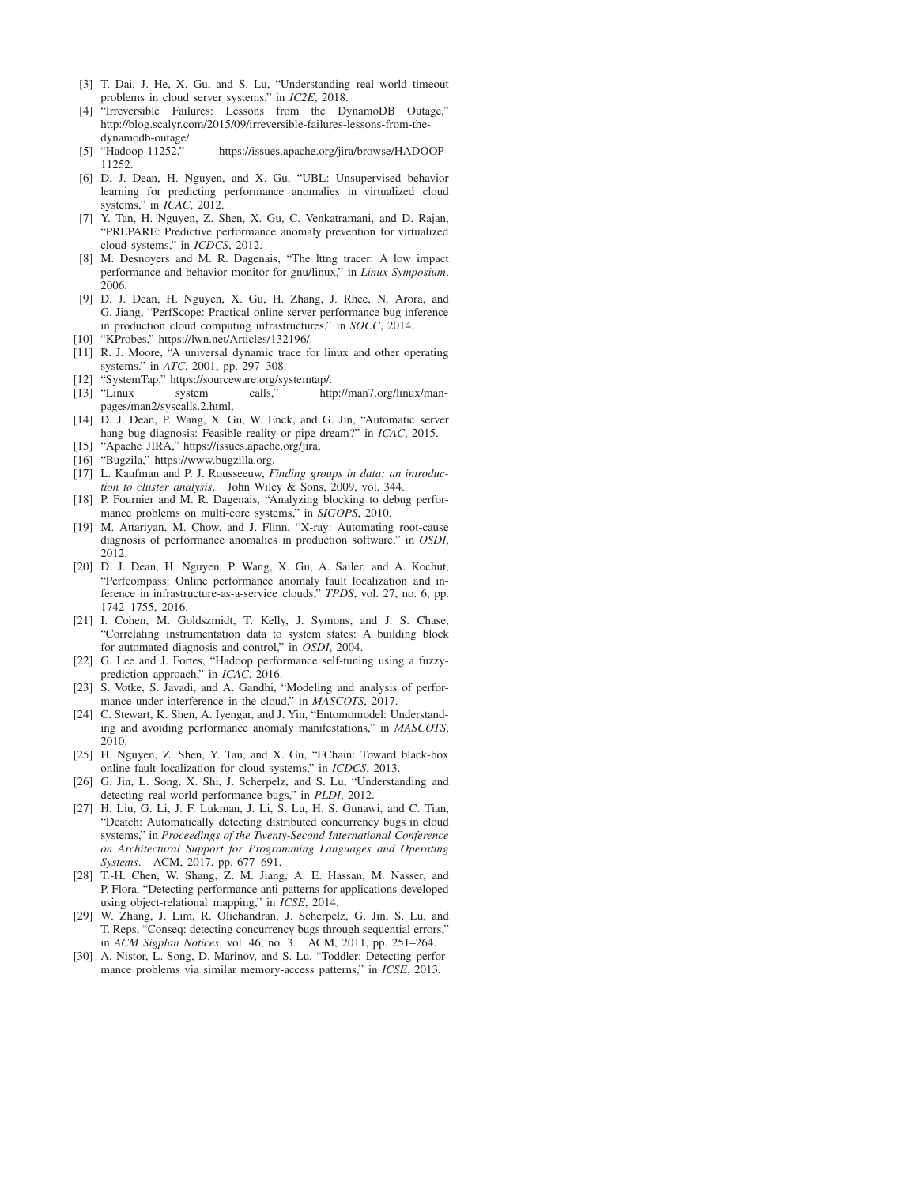[3] T. Dai, J. He, X. Gu, and S. Lu, "Understanding real world timeout problems in cloud server systems," in *IC2E*, 2018.

[4] "Irreversible Failures: Lessons from the DynamoDB Outage," http://blog.scalyr.com/2015/09/irreversible-failures-lessons-from-the-dynamodb-outage/.

[5] "Hadoop-11252," https://issues.apache.org/jira/browse/HADOOP-11252.

[6] D. J. Dean, H. Nguyen, and X. Gu, "UBL: Unsupervised behavior learning for predicting performance anomalies in virtualized cloud systems," in *ICAC*, 2012.

[7] Y. Tan, H. Nguyen, Z. Shen, X. Gu, C. Venkatramani, and D. Rajan, "PREPARE: Predictive performance anomaly prevention for virtualized cloud systems," in *ICDCS*, 2012.

[8] M. Desnoyers and M. R. Dagenais, "The lttng tracer: A low impact performance and behavior monitor for gnu/linux," in *Linux Symposium*, 2006.

[9] D. J. Dean, H. Nguyen, X. Gu, H. Zhang, J. Rhee, N. Arora, and G. Jiang, "PerfScope: Practical online server performance bug inference in production cloud computing infrastructures," in *SOCC*, 2014.

[10] "KProbes," https://lwn.net/Articles/132196/.

[11] R. J. Moore, "A universal dynamic trace for linux and other operating systems." in *ATC*, 2001, pp. 297–308.

[12] "SystemTap," https://sourceware.org/systemtap/.

[13] "Linux system calls," http://man7.org/linux/man-pages/man2/syscalls.2.html.

[14] D. J. Dean, P. Wang, X. Gu, W. Enck, and G. Jin, "Automatic server hang bug diagnosis: Feasible reality or pipe dream?" in *ICAC*, 2015.

[15] "Apache JIRA," https://issues.apache.org/jira.

[16] "Bugzila," https://www.bugzilla.org.

[17] L. Kaufman and P. J. Rousseeuw, *Finding groups in data: an introduction to cluster analysis*. John Wiley & Sons, 2009, vol. 344.

[18] P. Fournier and M. R. Dagenais, "Analyzing blocking to debug performance problems on multi-core systems," in *SIGOPS*, 2010.

[19] M. Attariyan, M. Chow, and J. Flinn, "X-ray: Automating root-cause diagnosis of performance anomalies in production software," in *OSDI*, 2012.

[20] D. J. Dean, H. Nguyen, P. Wang, X. Gu, A. Sailer, and A. Kochut, "Perfcompass: Online performance anomaly fault localization and inference in infrastructure-as-a-service clouds," *TPDS*, vol. 27, no. 6, pp. 1742–1755, 2016.

[21] I. Cohen, M. Goldszmidt, T. Kelly, J. Symons, and J. S. Chase, "Correlating instrumentation data to system states: A building block for automated diagnosis and control," in *OSDI*, 2004.

[22] G. Lee and J. Fortes, "Hadoop performance self-tuning using a fuzzy-prediction approach," in *ICAC*, 2016.

[23] S. Votke, S. Javadi, and A. Gandhi, "Modeling and analysis of performance under interference in the cloud," in *MASCOTS*, 2017.

[24] C. Stewart, K. Shen, A. Iyengar, and J. Yin, "Entomomodel: Understanding and avoiding performance anomaly manifestations," in *MASCOTS*, 2010.

[25] H. Nguyen, Z. Shen, Y. Tan, and X. Gu, "FChain: Toward black-box online fault localization for cloud systems," in *ICDCS*, 2013.

[26] G. Jin, L. Song, X. Shi, J. Scherpelz, and S. Lu, "Understanding and detecting real-world performance bugs," in *PLDI*, 2012.

[27] H. Liu, G. Li, J. F. Lukman, J. Li, S. Lu, H. S. Gunawi, and C. Tian, "Dcatch: Automatically detecting distributed concurrency bugs in cloud systems," in *Proceedings of the Twenty-Second International Conference on Architectural Support for Programming Languages and Operating Systems*. ACM, 2017, pp. 677–691.

[28] T.-H. Chen, W. Shang, Z. M. Jiang, A. E. Hassan, M. Nasser, and P. Flora, "Detecting performance anti-patterns for applications developed using object-relational mapping," in *ICSE*, 2014.

[29] W. Zhang, J. Lim, R. Olichandran, J. Scherpelz, G. Jin, S. Lu, and T. Reps, "Conseq: detecting concurrency bugs through sequential errors," in *ACM Sigplan Notices*, vol. 46, no. 3. ACM, 2011, pp. 251–264.

[30] A. Nistor, L. Song, D. Marinov, and S. Lu, "Toddler: Detecting performance problems via similar memory-access patterns," in *ICSE*, 2013.